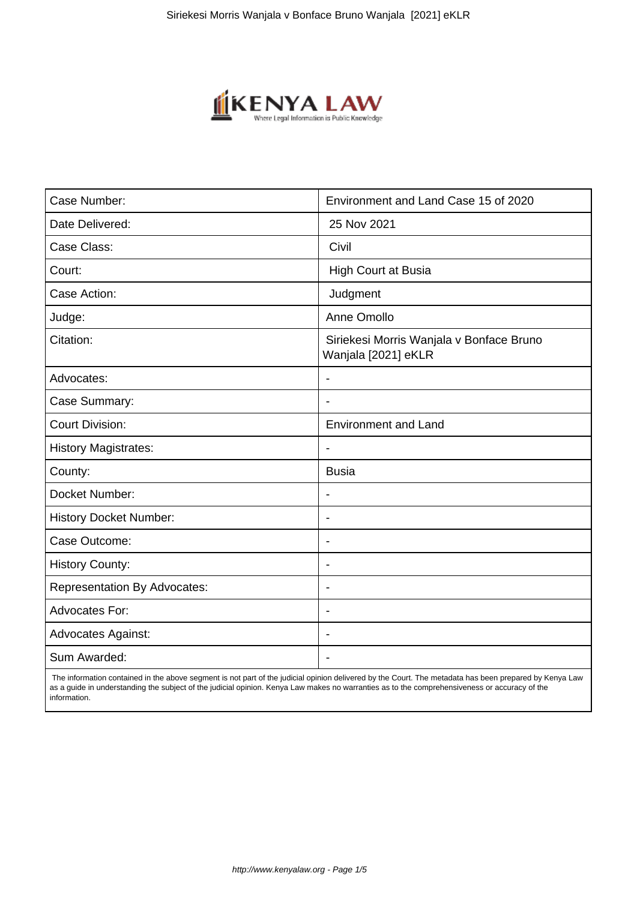| Case Number: | Environment and Land Case 15 of 2020 |
|---|---|
| Date Delivered: | 25 Nov 2021 |
| Case Class: | Civil |
| Court: | High Court at Busia |
| Case Action: | Judgment |
| Judge: | Anne Omollo |
| Citation: | Siriekesi Morris Wanjala v Bonface Bruno Wanjala [2021] eKLR |
| Advocates: | - |
| Case Summary: | - |
| Court Division: | Environment and Land |
| History Magistrates: | - |
| County: | Busia |
| Docket Number: | - |
| History Docket Number: | - |
| Case Outcome: | - |
| History County: | - |
| Representation By Advocates: | - |
| Advocates For: | - |
| Advocates Against: | - |
| Sum Awarded: | - |

The information contained in the above segment is not part of the judicial opinion delivered by the Court. The metadata has been prepared by Kenya Law as a guide in understanding the subject of the judicial opinion. Kenya Law makes no warranties as to the comprehensiveness or accuracy of the information.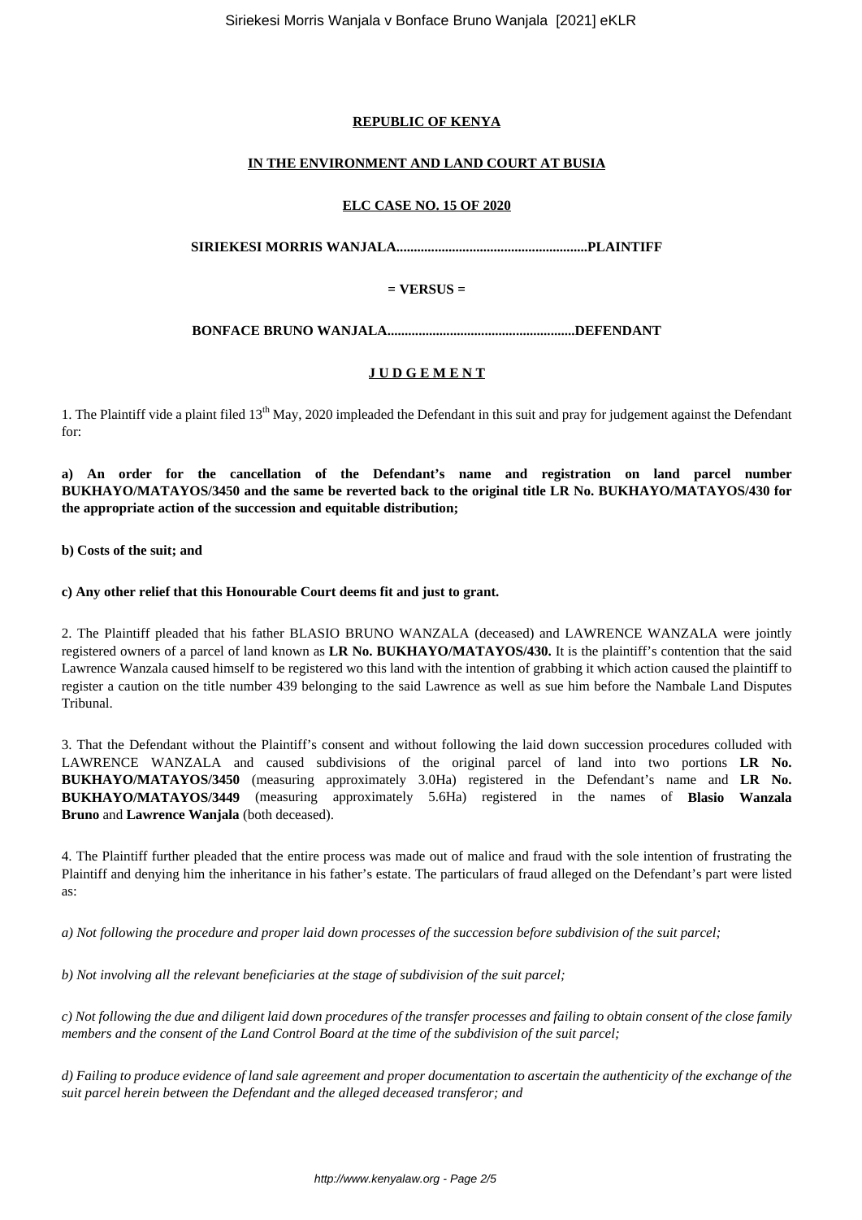**REPUBLIC OF KENYA**

**IN THE ENVIRONMENT AND LAND COURT AT BUSIA**

**ELC CASE NO. 15 OF 2020**

**SIRIEKESI MORRIS WANJALA.......................................................PLAINTIFF**

**= VERSUS =**

**BONFACE BRUNO WANJALA......................................................DEFENDANT**

**J U D G E M E N T**

1. The Plaintiff vide a plaint filed 13th May, 2020 impleaded the Defendant in this suit and pray for judgement against the Defendant for:

**a) An order for the cancellation of the Defendant's name and registration on land parcel number BUKHAYO/MATAYOS/3450 and the same be reverted back to the original title LR No. BUKHAYO/MATAYOS/430 for the appropriate action of the succession and equitable distribution;**

**b) Costs of the suit; and**

**c) Any other relief that this Honourable Court deems fit and just to grant.**

2. The Plaintiff pleaded that his father BLASIO BRUNO WANZALA (deceased) and LAWRENCE WANZALA were jointly registered owners of a parcel of land known as **LR No. BUKHAYO/MATAYOS/430.** It is the plaintiff's contention that the said Lawrence Wanzala caused himself to be registered wo this land with the intention of grabbing it which action caused the plaintiff to register a caution on the title number 439 belonging to the said Lawrence as well as sue him before the Nambale Land Disputes Tribunal.

3. That the Defendant without the Plaintiff's consent and without following the laid down succession procedures colluded with LAWRENCE WANZALA and caused subdivisions of the original parcel of land into two portions **LR No. BUKHAYO/MATAYOS/3450** (measuring approximately 3.0Ha) registered in the Defendant's name and **LR No. BUKHAYO/MATAYOS/3449** (measuring approximately 5.6Ha) registered in the names of **Blasio Wanzala Bruno** and **Lawrence Wanjala** (both deceased).

4. The Plaintiff further pleaded that the entire process was made out of malice and fraud with the sole intention of frustrating the Plaintiff and denying him the inheritance in his father's estate. The particulars of fraud alleged on the Defendant's part were listed as:

*a) Not following the procedure and proper laid down processes of the succession before subdivision of the suit parcel;*

*b) Not involving all the relevant beneficiaries at the stage of subdivision of the suit parcel;*

*c) Not following the due and diligent laid down procedures of the transfer processes and failing to obtain consent of the close family members and the consent of the Land Control Board at the time of the subdivision of the suit parcel;*

*d) Failing to produce evidence of land sale agreement and proper documentation to ascertain the authenticity of the exchange of the suit parcel herein between the Defendant and the alleged deceased transferor; and*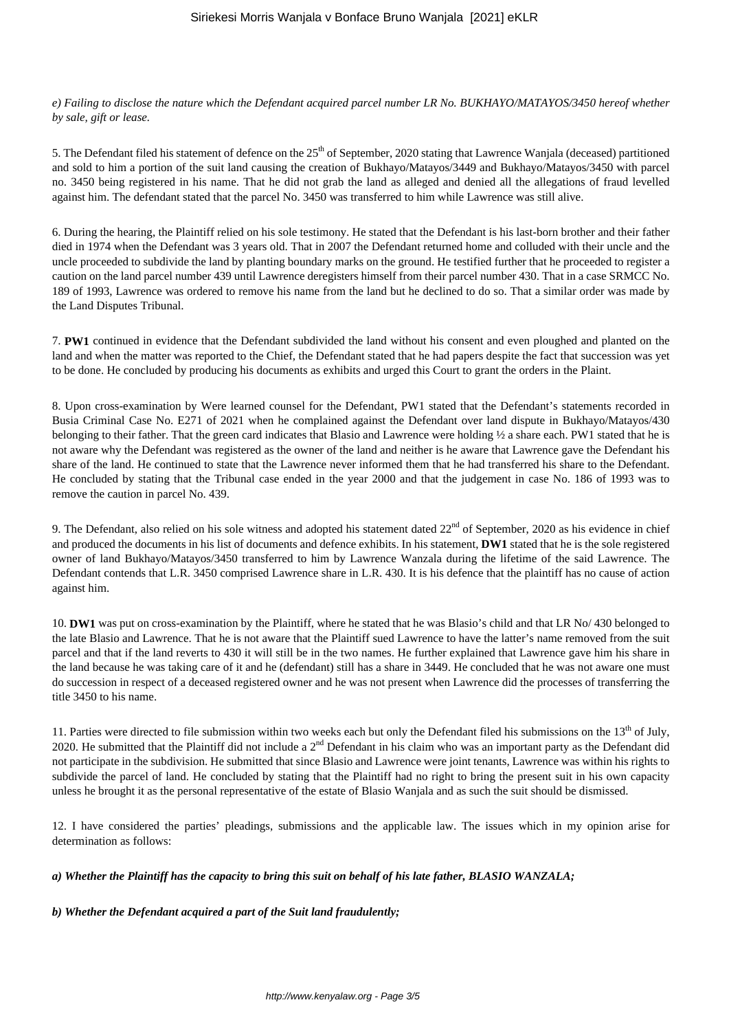*e) Failing to disclose the nature which the Defendant acquired parcel number LR No. BUKHAYO/MATAYOS/3450 hereof whether by sale, gift or lease.*

5. The Defendant filed his statement of defence on the 25th of September, 2020 stating that Lawrence Wanjala (deceased) partitioned and sold to him a portion of the suit land causing the creation of Bukhayo/Matayos/3449 and Bukhayo/Matayos/3450 with parcel no. 3450 being registered in his name. That he did not grab the land as alleged and denied all the allegations of fraud levelled against him. The defendant stated that the parcel No. 3450 was transferred to him while Lawrence was still alive.

6. During the hearing, the Plaintiff relied on his sole testimony. He stated that the Defendant is his last-born brother and their father died in 1974 when the Defendant was 3 years old. That in 2007 the Defendant returned home and colluded with their uncle and the uncle proceeded to subdivide the land by planting boundary marks on the ground. He testified further that he proceeded to register a caution on the land parcel number 439 until Lawrence deregisters himself from their parcel number 430. That in a case SRMCC No. 189 of 1993, Lawrence was ordered to remove his name from the land but he declined to do so. That a similar order was made by the Land Disputes Tribunal.

7. **PW1** continued in evidence that the Defendant subdivided the land without his consent and even ploughed and planted on the land and when the matter was reported to the Chief, the Defendant stated that he had papers despite the fact that succession was yet to be done. He concluded by producing his documents as exhibits and urged this Court to grant the orders in the Plaint.

8. Upon cross-examination by Were learned counsel for the Defendant, PW1 stated that the Defendant's statements recorded in Busia Criminal Case No. E271 of 2021 when he complained against the Defendant over land dispute in Bukhayo/Matayos/430 belonging to their father. That the green card indicates that Blasio and Lawrence were holding ½ a share each. PW1 stated that he is not aware why the Defendant was registered as the owner of the land and neither is he aware that Lawrence gave the Defendant his share of the land. He continued to state that the Lawrence never informed them that he had transferred his share to the Defendant. He concluded by stating that the Tribunal case ended in the year 2000 and that the judgement in case No. 186 of 1993 was to remove the caution in parcel No. 439.

9. The Defendant, also relied on his sole witness and adopted his statement dated 22nd of September, 2020 as his evidence in chief and produced the documents in his list of documents and defence exhibits. In his statement, **DW1** stated that he is the sole registered owner of land Bukhayo/Matayos/3450 transferred to him by Lawrence Wanzala during the lifetime of the said Lawrence. The Defendant contends that L.R. 3450 comprised Lawrence share in L.R. 430. It is his defence that the plaintiff has no cause of action against him.

10. **DW1** was put on cross-examination by the Plaintiff, where he stated that he was Blasio's child and that LR No/ 430 belonged to the late Blasio and Lawrence. That he is not aware that the Plaintiff sued Lawrence to have the latter's name removed from the suit parcel and that if the land reverts to 430 it will still be in the two names. He further explained that Lawrence gave him his share in the land because he was taking care of it and he (defendant) still has a share in 3449. He concluded that he was not aware one must do succession in respect of a deceased registered owner and he was not present when Lawrence did the processes of transferring the title 3450 to his name.

11. Parties were directed to file submission within two weeks each but only the Defendant filed his submissions on the 13th of July, 2020. He submitted that the Plaintiff did not include a 2nd Defendant in his claim who was an important party as the Defendant did not participate in the subdivision. He submitted that since Blasio and Lawrence were joint tenants, Lawrence was within his rights to subdivide the parcel of land. He concluded by stating that the Plaintiff had no right to bring the present suit in his own capacity unless he brought it as the personal representative of the estate of Blasio Wanjala and as such the suit should be dismissed.

12. I have considered the parties' pleadings, submissions and the applicable law. The issues which in my opinion arise for determination as follows:

***a) Whether the Plaintiff has the capacity to bring this suit on behalf of his late father, BLASIO WANZALA;***

***b) Whether the Defendant acquired a part of the Suit land fraudulently;***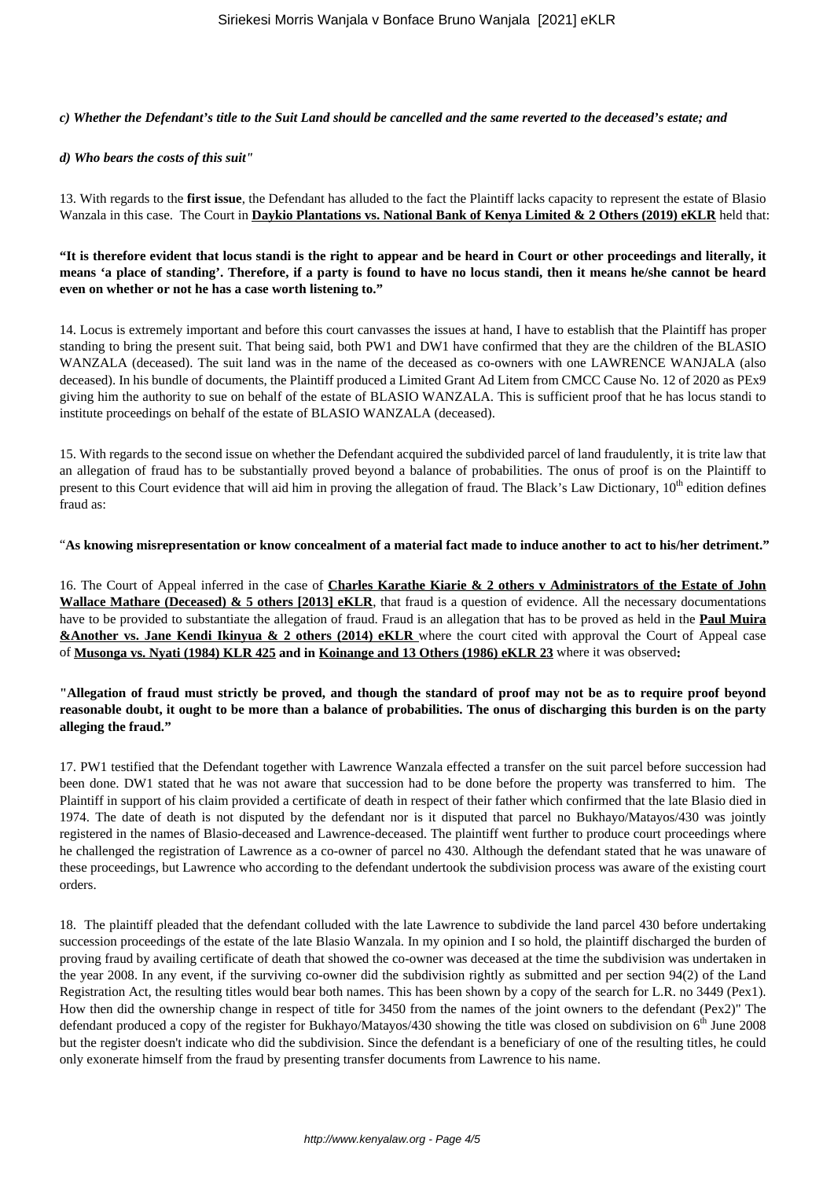*c) Whether the Defendant's title to the Suit Land should be cancelled and the same reverted to the deceased's estate; and*

*d) Who bears the costs of this suit"*

13. With regards to the **first issue**, the Defendant has alluded to the fact the Plaintiff lacks capacity to represent the estate of Blasio Wanzala in this case. The Court in **Daykio Plantations vs. National Bank of Kenya Limited & 2 Others (2019) eKLR** held that:

**"It is therefore evident that locus standi is the right to appear and be heard in Court or other proceedings and literally, it means 'a place of standing'. Therefore, if a party is found to have no locus standi, then it means he/she cannot be heard even on whether or not he has a case worth listening to."**

14. Locus is extremely important and before this court canvasses the issues at hand, I have to establish that the Plaintiff has proper standing to bring the present suit. That being said, both PW1 and DW1 have confirmed that they are the children of the BLASIO WANZALA (deceased). The suit land was in the name of the deceased as co-owners with one LAWRENCE WANJALA (also deceased). In his bundle of documents, the Plaintiff produced a Limited Grant Ad Litem from CMCC Cause No. 12 of 2020 as PEx9 giving him the authority to sue on behalf of the estate of BLASIO WANZALA. This is sufficient proof that he has locus standi to institute proceedings on behalf of the estate of BLASIO WANZALA (deceased).

15. With regards to the second issue on whether the Defendant acquired the subdivided parcel of land fraudulently, it is trite law that an allegation of fraud has to be substantially proved beyond a balance of probabilities. The onus of proof is on the Plaintiff to present to this Court evidence that will aid him in proving the allegation of fraud. The Black's Law Dictionary, 10th edition defines fraud as:

"**As knowing misrepresentation or know concealment of a material fact made to induce another to act to his/her detriment."**

16. The Court of Appeal inferred in the case of **Charles Karathe Kiarie & 2 others v Administrators of the Estate of John Wallace Mathare (Deceased) & 5 others [2013] eKLR**, that fraud is a question of evidence. All the necessary documentations have to be provided to substantiate the allegation of fraud. Fraud is an allegation that has to be proved as held in the **Paul Muira &Another vs. Jane Kendi Ikinyua & 2 others (2014) eKLR** where the court cited with approval the Court of Appeal case of **Musonga vs. Nyati (1984) KLR 425 and in Koinange and 13 Others (1986) eKLR 23** where it was observed**:**

**"Allegation of fraud must strictly be proved, and though the standard of proof may not be as to require proof beyond reasonable doubt, it ought to be more than a balance of probabilities. The onus of discharging this burden is on the party alleging the fraud."**

17. PW1 testified that the Defendant together with Lawrence Wanzala effected a transfer on the suit parcel before succession had been done. DW1 stated that he was not aware that succession had to be done before the property was transferred to him. The Plaintiff in support of his claim provided a certificate of death in respect of their father which confirmed that the late Blasio died in 1974. The date of death is not disputed by the defendant nor is it disputed that parcel no Bukhayo/Matayos/430 was jointly registered in the names of Blasio-deceased and Lawrence-deceased. The plaintiff went further to produce court proceedings where he challenged the registration of Lawrence as a co-owner of parcel no 430. Although the defendant stated that he was unaware of these proceedings, but Lawrence who according to the defendant undertook the subdivision process was aware of the existing court orders.

18. The plaintiff pleaded that the defendant colluded with the late Lawrence to subdivide the land parcel 430 before undertaking succession proceedings of the estate of the late Blasio Wanzala. In my opinion and I so hold, the plaintiff discharged the burden of proving fraud by availing certificate of death that showed the co-owner was deceased at the time the subdivision was undertaken in the year 2008. In any event, if the surviving co-owner did the subdivision rightly as submitted and per section 94(2) of the Land Registration Act, the resulting titles would bear both names. This has been shown by a copy of the search for L.R. no 3449 (Pex1). How then did the ownership change in respect of title for 3450 from the names of the joint owners to the defendant (Pex2)" The defendant produced a copy of the register for Bukhayo/Matayos/430 showing the title was closed on subdivision on 6th June 2008 but the register doesn't indicate who did the subdivision. Since the defendant is a beneficiary of one of the resulting titles, he could only exonerate himself from the fraud by presenting transfer documents from Lawrence to his name.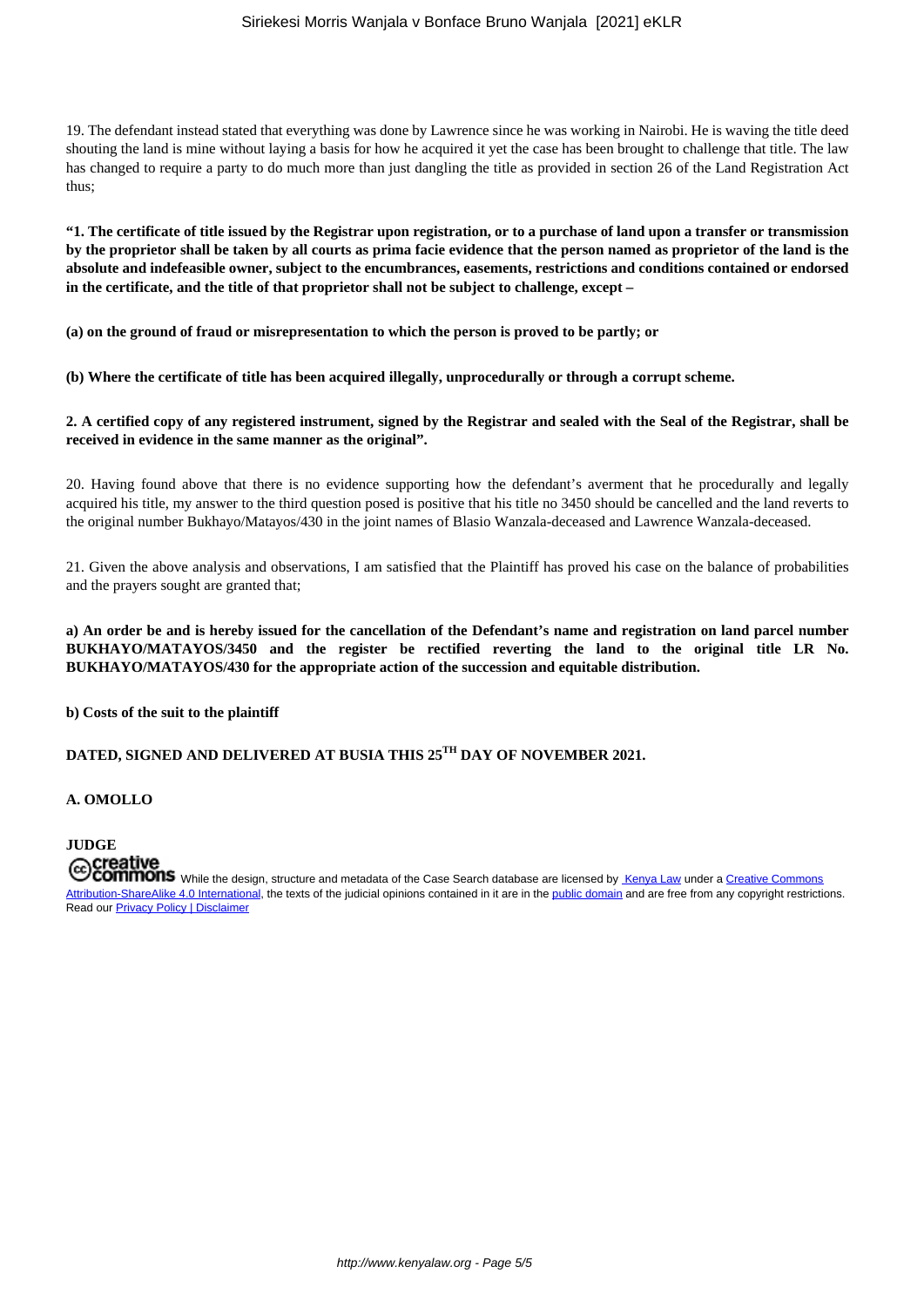19. The defendant instead stated that everything was done by Lawrence since he was working in Nairobi. He is waving the title deed shouting the land is mine without laying a basis for how he acquired it yet the case has been brought to challenge that title. The law has changed to require a party to do much more than just dangling the title as provided in section 26 of the Land Registration Act thus;

**"1. The certificate of title issued by the Registrar upon registration, or to a purchase of land upon a transfer or transmission by the proprietor shall be taken by all courts as prima facie evidence that the person named as proprietor of the land is the absolute and indefeasible owner, subject to the encumbrances, easements, restrictions and conditions contained or endorsed in the certificate, and the title of that proprietor shall not be subject to challenge, except –**

**(a) on the ground of fraud or misrepresentation to which the person is proved to be partly; or**

**(b) Where the certificate of title has been acquired illegally, unprocedurally or through a corrupt scheme.**

**2. A certified copy of any registered instrument, signed by the Registrar and sealed with the Seal of the Registrar, shall be received in evidence in the same manner as the original".**

20. Having found above that there is no evidence supporting how the defendant's averment that he procedurally and legally acquired his title, my answer to the third question posed is positive that his title no 3450 should be cancelled and the land reverts to the original number Bukhayo/Matayos/430 in the joint names of Blasio Wanzala-deceased and Lawrence Wanzala-deceased.

21. Given the above analysis and observations, I am satisfied that the Plaintiff has proved his case on the balance of probabilities and the prayers sought are granted that;

**a) An order be and is hereby issued for the cancellation of the Defendant's name and registration on land parcel number BUKHAYO/MATAYOS/3450 and the register be rectified reverting the land to the original title LR No. BUKHAYO/MATAYOS/430 for the appropriate action of the succession and equitable distribution.**

**b) Costs of the suit to the plaintiff**

**DATED, SIGNED AND DELIVERED AT BUSIA THIS 25TH DAY OF NOVEMBER 2021.**

**A. OMOLLO**

**JUDGE**

While the design, structure and metadata of the Case Search database are licensed by Kenya Law under a Creative Commons Attribution-ShareAlike 4.0 International, the texts of the judicial opinions contained in it are in the public domain and are free from any copyright restrictions. Read our Privacy Policy | Disclaimer